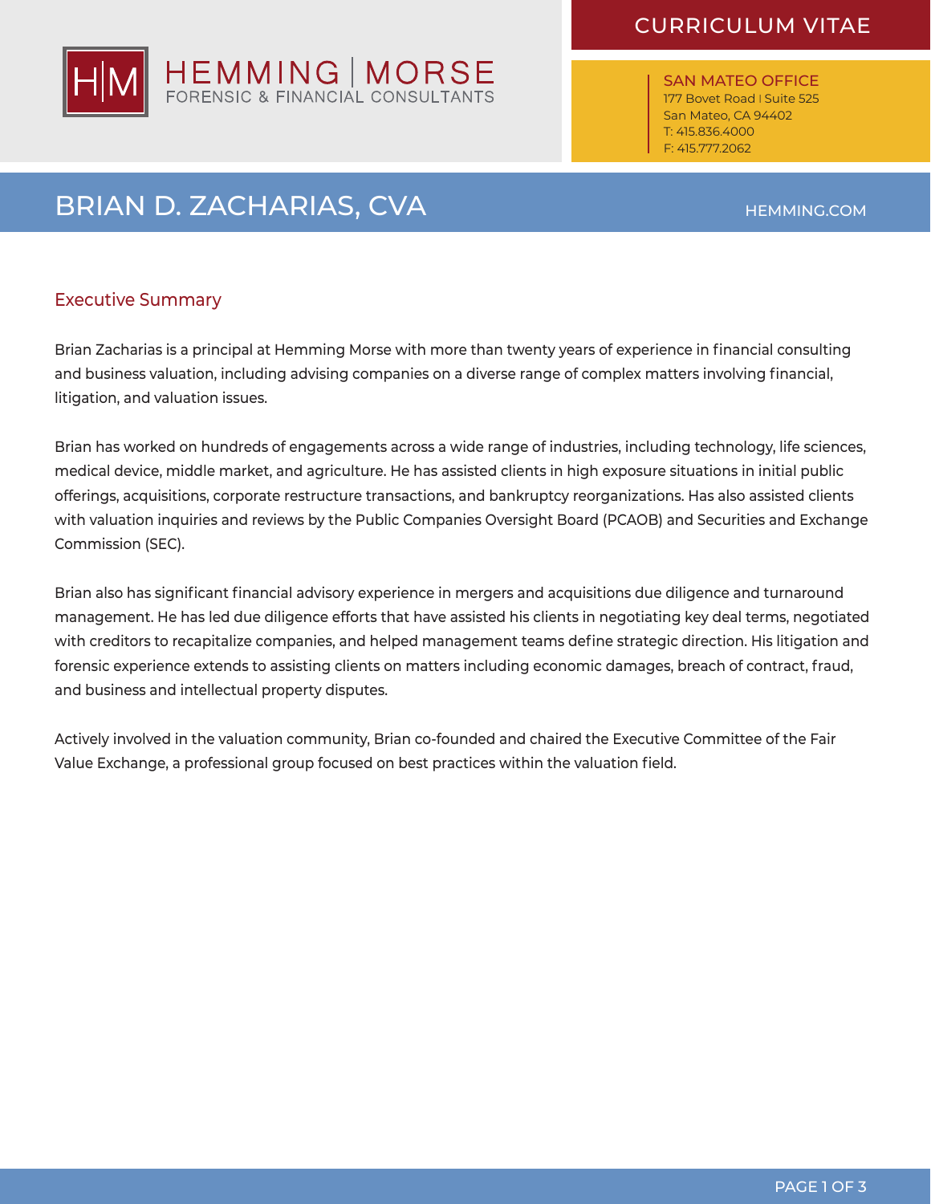HEMMING | MORSE
FORENSIC & FINANCIAL CONSULTANTS

CURRICULUM VITAE

SAN MATEO OFFICE
177 Bovet Road | Suite 525
San Mateo, CA 94402
T: 415.836.4000
F: 415.777.2062

# BRIAN D. ZACHARIAS, CVA

HEMMING.COM

## Executive Summary

Brian Zacharias is a principal at Hemming Morse with more than twenty years of experience in financial consulting and business valuation, including advising companies on a diverse range of complex matters involving financial, litigation, and valuation issues.

Brian has worked on hundreds of engagements across a wide range of industries, including technology, life sciences, medical device, middle market, and agriculture. He has assisted clients in high exposure situations in initial public offerings, acquisitions, corporate restructure transactions, and bankruptcy reorganizations. Has also assisted clients with valuation inquiries and reviews by the Public Companies Oversight Board (PCAOB) and Securities and Exchange Commission (SEC).

Brian also has significant financial advisory experience in mergers and acquisitions due diligence and turnaround management. He has led due diligence efforts that have assisted his clients in negotiating key deal terms, negotiated with creditors to recapitalize companies, and helped management teams define strategic direction. His litigation and forensic experience extends to assisting clients on matters including economic damages, breach of contract, fraud, and business and intellectual property disputes.

Actively involved in the valuation community, Brian co-founded and chaired the Executive Committee of the Fair Value Exchange, a professional group focused on best practices within the valuation field.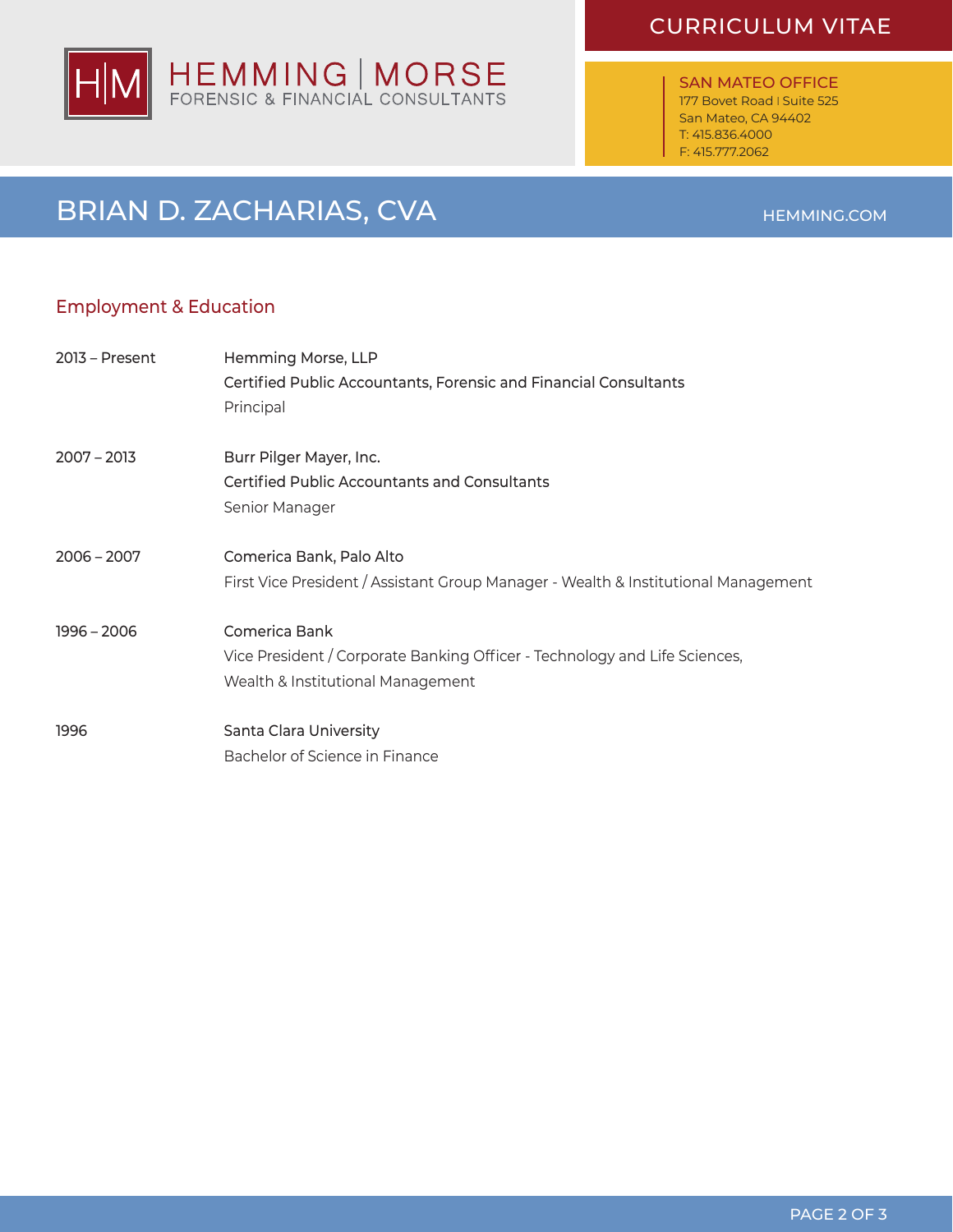## Employment & Education

**2013 – Present**
Hemming Morse, LLP
Certified Public Accountants, Forensic and Financial Consultants
Principal

**2007 – 2013**
Burr Pilger Mayer, Inc.
Certified Public Accountants and Consultants
Senior Manager

**2006 – 2007**
Comerica Bank, Palo Alto
First Vice President / Assistant Group Manager - Wealth & Institutional Management

**1996 – 2006**
Comerica Bank
Vice President / Corporate Banking Officer - Technology and Life Sciences, Wealth & Institutional Management

**1996**
Santa Clara University
Bachelor of Science in Finance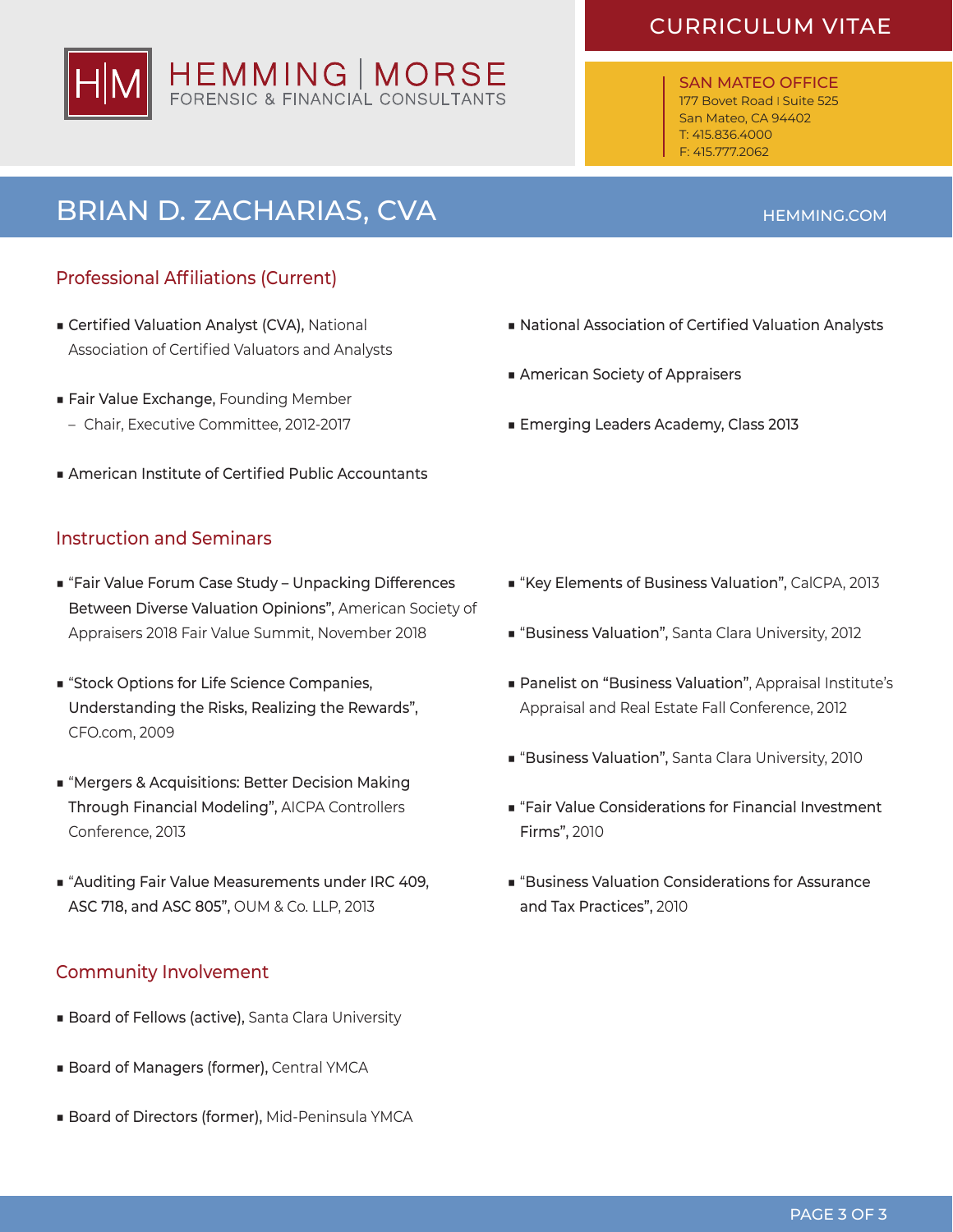# BRIAN D. ZACHARIAS, CVA

## Professional Affiliations (Current)

- **Certified Valuation Analyst (CVA),** National Association of Certified Valuators and Analysts
- **Fair Value Exchange,** Founding Member
  - Chair, Executive Committee, 2012-2017
- **American Institute of Certified Public Accountants**
- **National Association of Certified Valuation Analysts**
- **American Society of Appraisers**
- **Emerging Leaders Academy, Class 2013**

## Instruction and Seminars

- **"Fair Value Forum Case Study – Unpacking Differences Between Diverse Valuation Opinions",** American Society of Appraisers 2018 Fair Value Summit, November 2018
- **"Stock Options for Life Science Companies, Understanding the Risks, Realizing the Rewards",** CFO.com, 2009
- **"Mergers & Acquisitions: Better Decision Making Through Financial Modeling",** AICPA Controllers Conference, 2013
- **"Auditing Fair Value Measurements under IRC 409, ASC 718, and ASC 805",** OUM & Co. LLP, 2013
- **"Key Elements of Business Valuation",** CalCPA, 2013
- **"Business Valuation",** Santa Clara University, 2012
- **Panelist on "Business Valuation",** Appraisal Institute's Appraisal and Real Estate Fall Conference, 2012
- **"Business Valuation",** Santa Clara University, 2010
- **"Fair Value Considerations for Financial Investment Firms",** 2010
- **"Business Valuation Considerations for Assurance and Tax Practices",** 2010

## Community Involvement

- **Board of Fellows (active),** Santa Clara University
- **Board of Managers (former),** Central YMCA
- **Board of Directors (former),** Mid-Peninsula YMCA